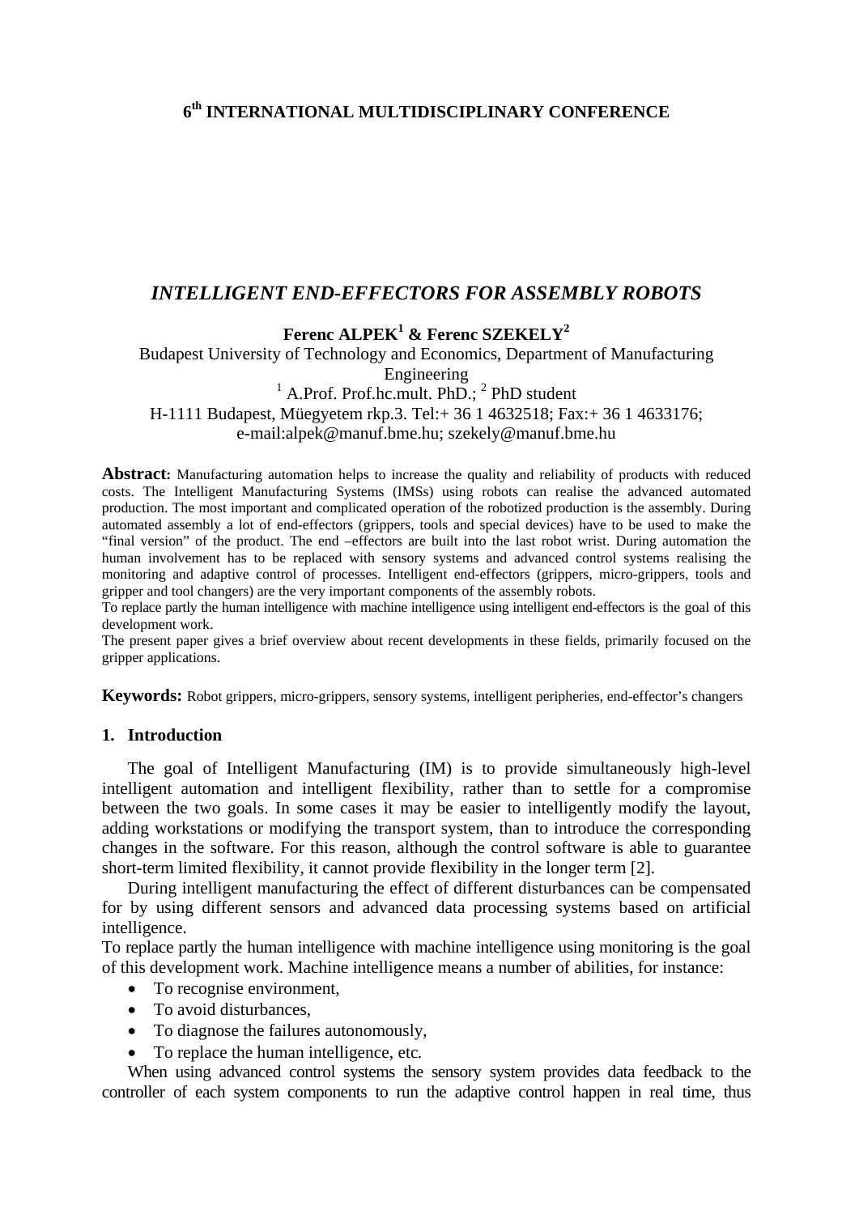**6th INTERNATIONAL MULTIDISCIPLINARY CONFERENCE**

# *INTELLIGENT END-EFFECTORS FOR ASSEMBLY ROBOTS*

**Ferenc ALPEK[1] & Ferenc SZEKELY[2]**

Budapest University of Technology and Economics, Department of Manufacturing Engineering
[1] A.Prof. Prof.hc.mult. PhD.; [2] PhD student
H-1111 Budapest, Müegyetem rkp.3. Tel:+ 36 1 4632518; Fax:+ 36 1 4633176;
e-mail:alpek@manuf.bme.hu; szekely@manuf.bme.hu

**Abstract:** Manufacturing automation helps to increase the quality and reliability of products with reduced costs. The Intelligent Manufacturing Systems (IMSs) using robots can realise the advanced automated production. The most important and complicated operation of the robotized production is the assembly. During automated assembly a lot of end-effectors (grippers, tools and special devices) have to be used to make the "final version" of the product. The end –effectors are built into the last robot wrist. During automation the human involvement has to be replaced with sensory systems and advanced control systems realising the monitoring and adaptive control of processes. Intelligent end-effectors (grippers, micro-grippers, tools and gripper and tool changers) are the very important components of the assembly robots.
To replace partly the human intelligence with machine intelligence using intelligent end-effectors is the goal of this development work.
The present paper gives a brief overview about recent developments in these fields, primarily focused on the gripper applications.

**Keywords:** Robot grippers, micro-grippers, sensory systems, intelligent peripheries, end-effector's changers

## 1. Introduction

The goal of Intelligent Manufacturing (IM) is to provide simultaneously high-level intelligent automation and intelligent flexibility, rather than to settle for a compromise between the two goals. In some cases it may be easier to intelligently modify the layout, adding workstations or modifying the transport system, than to introduce the corresponding changes in the software. For this reason, although the control software is able to guarantee short-term limited flexibility, it cannot provide flexibility in the longer term [2].

During intelligent manufacturing the effect of different disturbances can be compensated for by using different sensors and advanced data processing systems based on artificial intelligence.

To replace partly the human intelligence with machine intelligence using monitoring is the goal of this development work. Machine intelligence means a number of abilities, for instance:

- To recognise environment,
- To avoid disturbances,
- To diagnose the failures autonomously,
- To replace the human intelligence, etc.

When using advanced control systems the sensory system provides data feedback to the controller of each system components to run the adaptive control happen in real time, thus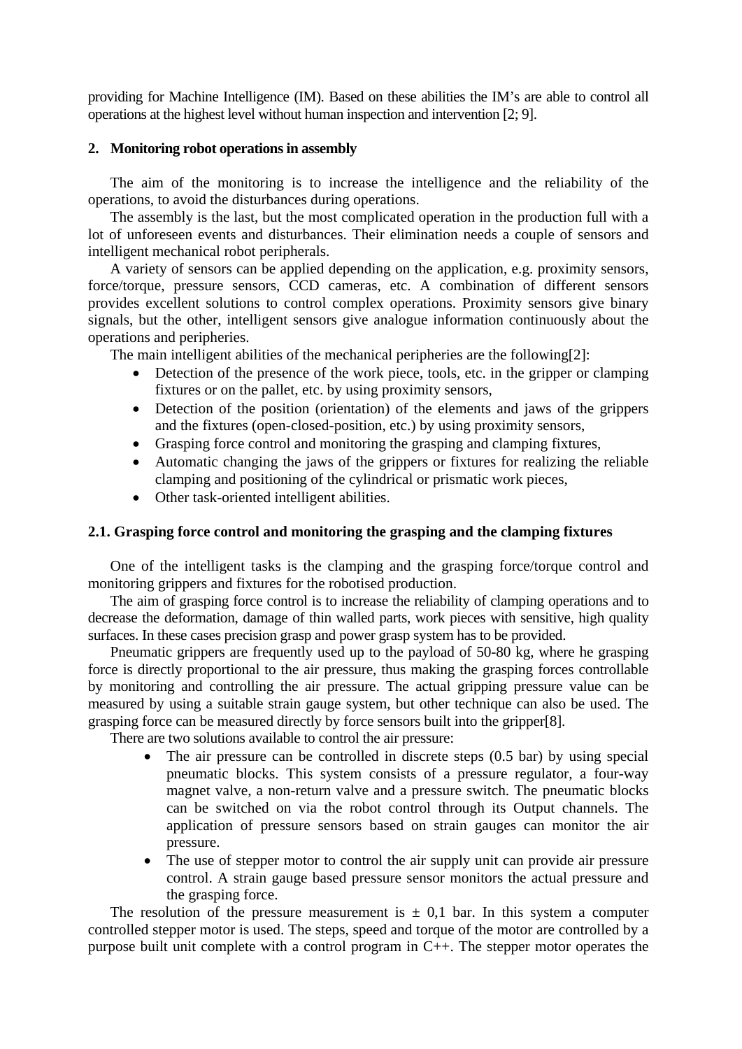providing for Machine Intelligence (IM). Based on these abilities the IM's are able to control all operations at the highest level without human inspection and intervention [2; 9].

## 2. Monitoring robot operations in assembly

The aim of the monitoring is to increase the intelligence and the reliability of the operations, to avoid the disturbances during operations.

The assembly is the last, but the most complicated operation in the production full with a lot of unforeseen events and disturbances. Their elimination needs a couple of sensors and intelligent mechanical robot peripherals.

A variety of sensors can be applied depending on the application, e.g. proximity sensors, force/torque, pressure sensors, CCD cameras, etc. A combination of different sensors provides excellent solutions to control complex operations. Proximity sensors give binary signals, but the other, intelligent sensors give analogue information continuously about the operations and peripheries.

The main intelligent abilities of the mechanical peripheries are the following[2]:

- Detection of the presence of the work piece, tools, etc. in the gripper or clamping fixtures or on the pallet, etc. by using proximity sensors,
- Detection of the position (orientation) of the elements and jaws of the grippers and the fixtures (open-closed-position, etc.) by using proximity sensors,
- Grasping force control and monitoring the grasping and clamping fixtures,
- Automatic changing the jaws of the grippers or fixtures for realizing the reliable clamping and positioning of the cylindrical or prismatic work pieces,
- Other task-oriented intelligent abilities.

### 2.1. Grasping force control and monitoring the grasping and the clamping fixtures

One of the intelligent tasks is the clamping and the grasping force/torque control and monitoring grippers and fixtures for the robotised production.

The aim of grasping force control is to increase the reliability of clamping operations and to decrease the deformation, damage of thin walled parts, work pieces with sensitive, high quality surfaces. In these cases precision grasp and power grasp system has to be provided.

Pneumatic grippers are frequently used up to the payload of 50-80 kg, where he grasping force is directly proportional to the air pressure, thus making the grasping forces controllable by monitoring and controlling the air pressure. The actual gripping pressure value can be measured by using a suitable strain gauge system, but other technique can also be used. The grasping force can be measured directly by force sensors built into the gripper[8].

There are two solutions available to control the air pressure:

- The air pressure can be controlled in discrete steps (0.5 bar) by using special pneumatic blocks. This system consists of a pressure regulator, a four-way magnet valve, a non-return valve and a pressure switch. The pneumatic blocks can be switched on via the robot control through its Output channels. The application of pressure sensors based on strain gauges can monitor the air pressure.
- The use of stepper motor to control the air supply unit can provide air pressure control. A strain gauge based pressure sensor monitors the actual pressure and the grasping force.

The resolution of the pressure measurement is ± 0,1 bar. In this system a computer controlled stepper motor is used. The steps, speed and torque of the motor are controlled by a purpose built unit complete with a control program in C++. The stepper motor operates the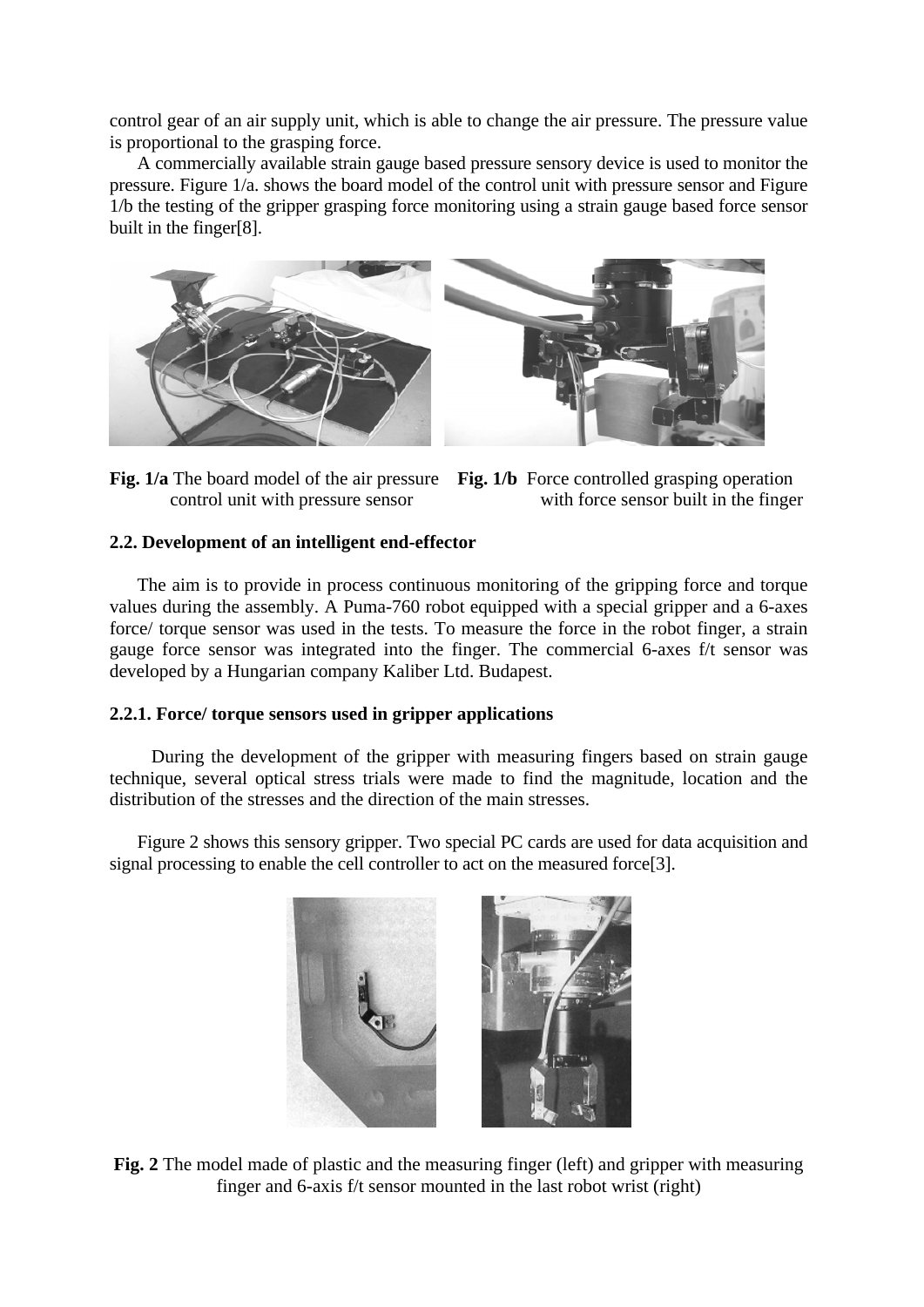control gear of an air supply unit, which is able to change the air pressure. The pressure value is proportional to the grasping force.

A commercially available strain gauge based pressure sensory device is used to monitor the pressure. Figure 1/a. shows the board model of the control unit with pressure sensor and Figure 1/b the testing of the gripper grasping force monitoring using a strain gauge based force sensor built in the finger[8].

**Fig. 1/a** The board model of the air pressure control unit with pressure sensor

**Fig. 1/b** Force controlled grasping operation with force sensor built in the finger

### 2.2. Development of an intelligent end-effector

The aim is to provide in process continuous monitoring of the gripping force and torque values during the assembly. A Puma-760 robot equipped with a special gripper and a 6-axes force/ torque sensor was used in the tests. To measure the force in the robot finger, a strain gauge force sensor was integrated into the finger. The commercial 6-axes f/t sensor was developed by a Hungarian company Kaliber Ltd. Budapest.

#### 2.2.1. Force/ torque sensors used in gripper applications

During the development of the gripper with measuring fingers based on strain gauge technique, several optical stress trials were made to find the magnitude, location and the distribution of the stresses and the direction of the main stresses.

Figure 2 shows this sensory gripper. Two special PC cards are used for data acquisition and signal processing to enable the cell controller to act on the measured force[3].

**Fig. 2** The model made of plastic and the measuring finger (left) and gripper with measuring finger and 6-axis f/t sensor mounted in the last robot wrist (right)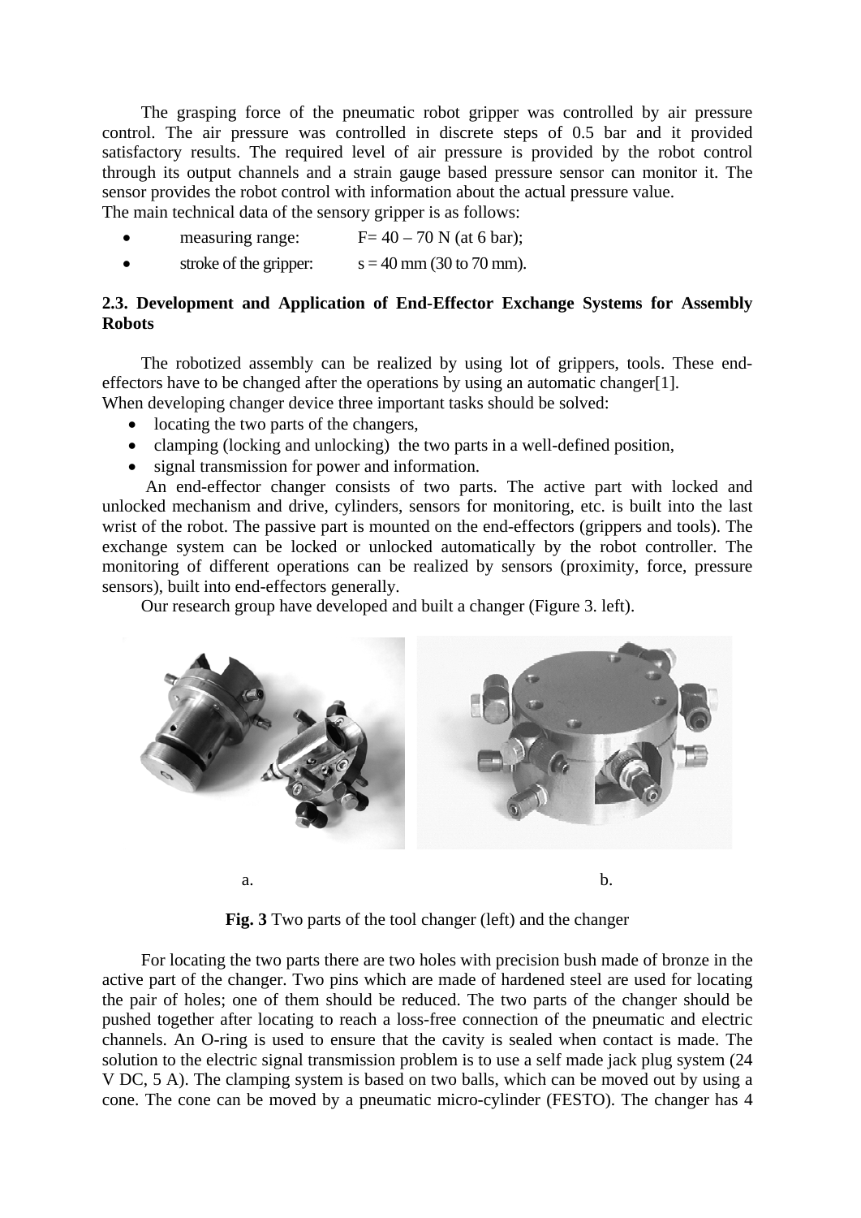The grasping force of the pneumatic robot gripper was controlled by air pressure control. The air pressure was controlled in discrete steps of 0.5 bar and it provided satisfactory results. The required level of air pressure is provided by the robot control through its output channels and a strain gauge based pressure sensor can monitor it. The sensor provides the robot control with information about the actual pressure value.
The main technical data of the sensory gripper is as follows:

- measuring range: F= 40 – 70 N (at 6 bar);
- stroke of the gripper: s = 40 mm (30 to 70 mm).

### 2.3. Development and Application of End-Effector Exchange Systems for Assembly Robots

The robotized assembly can be realized by using lot of grippers, tools. These end-effectors have to be changed after the operations by using an automatic changer[1].
When developing changer device three important tasks should be solved:

- locating the two parts of the changers,
- clamping (locking and unlocking) the two parts in a well-defined position,
- signal transmission for power and information.

An end-effector changer consists of two parts. The active part with locked and unlocked mechanism and drive, cylinders, sensors for monitoring, etc. is built into the last wrist of the robot. The passive part is mounted on the end-effectors (grippers and tools). The exchange system can be locked or unlocked automatically by the robot controller. The monitoring of different operations can be realized by sensors (proximity, force, pressure sensors), built into end-effectors generally.

Our research group have developed and built a changer (Figure 3. left).

a. b.

**Fig. 3** Two parts of the tool changer (left) and the changer

For locating the two parts there are two holes with precision bush made of bronze in the active part of the changer. Two pins which are made of hardened steel are used for locating the pair of holes; one of them should be reduced. The two parts of the changer should be pushed together after locating to reach a loss-free connection of the pneumatic and electric channels. An O-ring is used to ensure that the cavity is sealed when contact is made. The solution to the electric signal transmission problem is to use a self made jack plug system (24 V DC, 5 A). The clamping system is based on two balls, which can be moved out by using a cone. The cone can be moved by a pneumatic micro-cylinder (FESTO). The changer has 4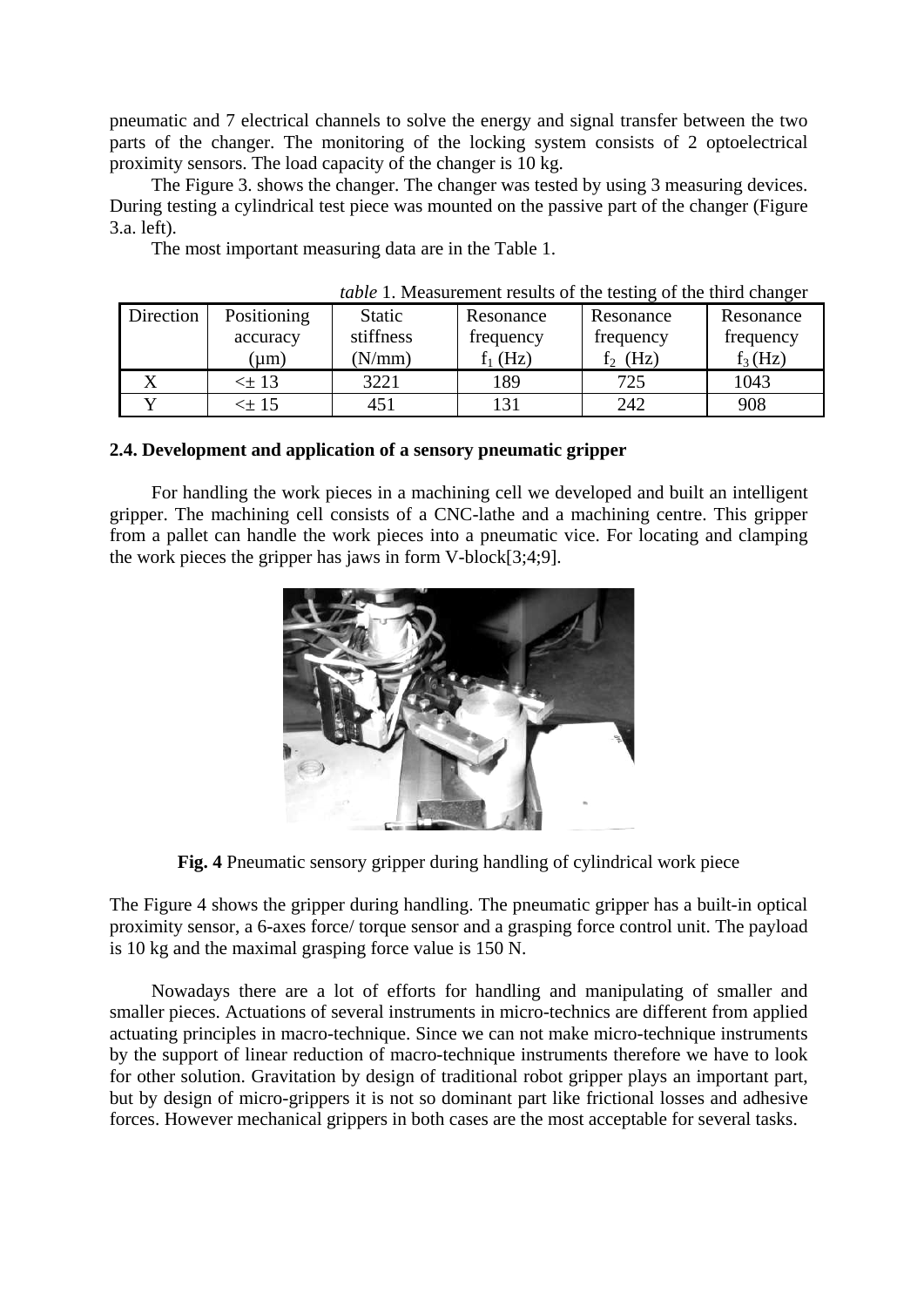pneumatic and 7 electrical channels to solve the energy and signal transfer between the two parts of the changer. The monitoring of the locking system consists of 2 optoelectrical proximity sensors. The load capacity of the changer is 10 kg.

The Figure 3. shows the changer. The changer was tested by using 3 measuring devices. During testing a cylindrical test piece was mounted on the passive part of the changer (Figure 3.a. left).

The most important measuring data are in the Table 1.

*table* 1. Measurement results of the testing of the third changer

| Direction | Positioning accuracy (μm) | Static stiffness (N/mm) | Resonance frequency $f_1$ (Hz) | Resonance frequency $f_2$ (Hz) | Resonance frequency $f_3$ (Hz) |
|---|---|---|---|---|---|
| X | <± 13 | 3221 | 189 | 725 | 1043 |
| Y | <± 15 | 451 | 131 | 242 | 908 |

### 2.4. Development and application of a sensory pneumatic gripper

For handling the work pieces in a machining cell we developed and built an intelligent gripper. The machining cell consists of a CNC-lathe and a machining centre. This gripper from a pallet can handle the work pieces into a pneumatic vice. For locating and clamping the work pieces the gripper has jaws in form V-block[3;4;9].

**Fig. 4** Pneumatic sensory gripper during handling of cylindrical work piece

The Figure 4 shows the gripper during handling. The pneumatic gripper has a built-in optical proximity sensor, a 6-axes force/ torque sensor and a grasping force control unit. The payload is 10 kg and the maximal grasping force value is 150 N.

Nowadays there are a lot of efforts for handling and manipulating of smaller and smaller pieces. Actuations of several instruments in micro-technics are different from applied actuating principles in macro-technique. Since we can not make micro-technique instruments by the support of linear reduction of macro-technique instruments therefore we have to look for other solution. Gravitation by design of traditional robot gripper plays an important part, but by design of micro-grippers it is not so dominant part like frictional losses and adhesive forces. However mechanical grippers in both cases are the most acceptable for several tasks.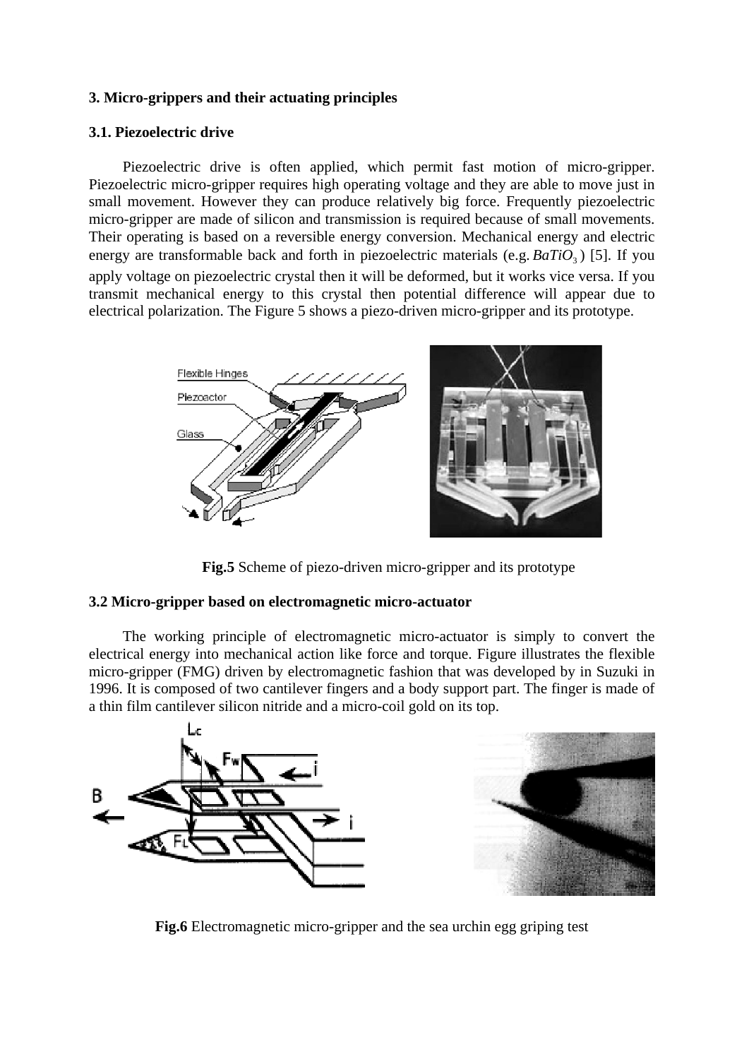### 3. Micro-grippers and their actuating principles

### 3.1. Piezoelectric drive

Piezoelectric drive is often applied, which permit fast motion of micro-gripper. Piezoelectric micro-gripper requires high operating voltage and they are able to move just in small movement. However they can produce relatively big force. Frequently piezoelectric micro-gripper are made of silicon and transmission is required because of small movements. Their operating is based on a reversible energy conversion. Mechanical energy and electric energy are transformable back and forth in piezoelectric materials (e.g. $BaTiO_3$) [5]. If you apply voltage on piezoelectric crystal then it will be deformed, but it works vice versa. If you transmit mechanical energy to this crystal then potential difference will appear due to electrical polarization. The Figure 5 shows a piezo-driven micro-gripper and its prototype.

Flexible Hinges
Piezoactor
Glass

**Fig.5** Scheme of piezo-driven micro-gripper and its prototype

### 3.2 Micro-gripper based on electromagnetic micro-actuator

The working principle of electromagnetic micro-actuator is simply to convert the electrical energy into mechanical action like force and torque. Figure illustrates the flexible micro-gripper (FMG) driven by electromagnetic fashion that was developed by in Suzuki in 1996. It is composed of two cantilever fingers and a body support part. The finger is made of a thin film cantilever silicon nitride and a micro-coil gold on its top.

Lc
Fw
i
B
i
FL

**Fig.6** Electromagnetic micro-gripper and the sea urchin egg griping test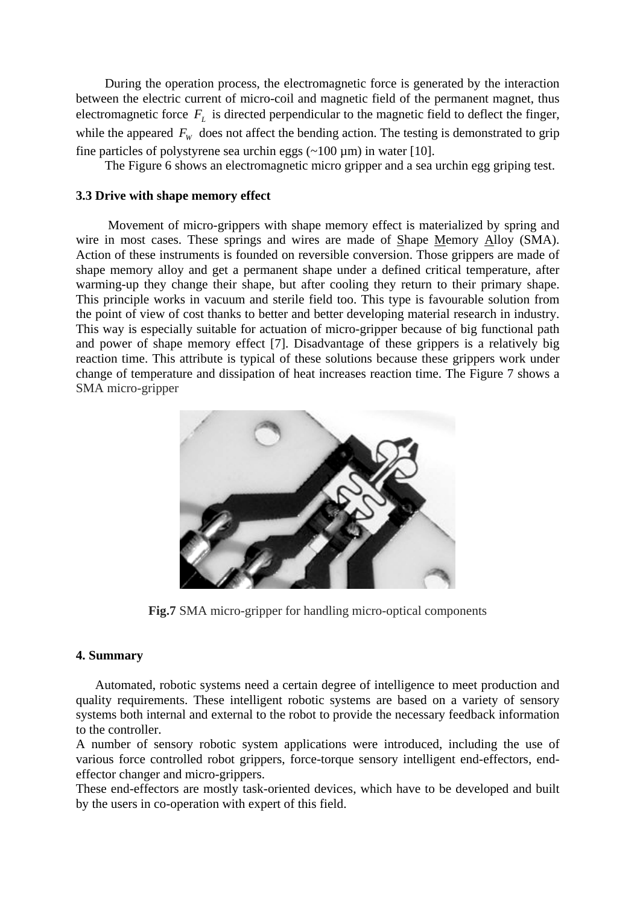During the operation process, the electromagnetic force is generated by the interaction between the electric current of micro-coil and magnetic field of the permanent magnet, thus electromagnetic force $F_L$ is directed perpendicular to the magnetic field to deflect the finger, while the appeared $F_W$ does not affect the bending action. The testing is demonstrated to grip fine particles of polystyrene sea urchin eggs (~100 µm) in water [10].

The Figure 6 shows an electromagnetic micro gripper and a sea urchin egg griping test.

### 3.3 Drive with shape memory effect

Movement of micro-grippers with shape memory effect is materialized by spring and wire in most cases. These springs and wires are made of Shape Memory Alloy (SMA). Action of these instruments is founded on reversible conversion. Those grippers are made of shape memory alloy and get a permanent shape under a defined critical temperature, after warming-up they change their shape, but after cooling they return to their primary shape. This principle works in vacuum and sterile field too. This type is favourable solution from the point of view of cost thanks to better and better developing material research in industry. This way is especially suitable for actuation of micro-gripper because of big functional path and power of shape memory effect [7]. Disadvantage of these grippers is a relatively big reaction time. This attribute is typical of these solutions because these grippers work under change of temperature and dissipation of heat increases reaction time. The Figure 7 shows a SMA micro-gripper

**Fig.7** SMA micro-gripper for handling micro-optical components

## 4. Summary

Automated, robotic systems need a certain degree of intelligence to meet production and quality requirements. These intelligent robotic systems are based on a variety of sensory systems both internal and external to the robot to provide the necessary feedback information to the controller.

A number of sensory robotic system applications were introduced, including the use of various force controlled robot grippers, force-torque sensory intelligent end-effectors, end-effector changer and micro-grippers.

These end-effectors are mostly task-oriented devices, which have to be developed and built by the users in co-operation with expert of this field.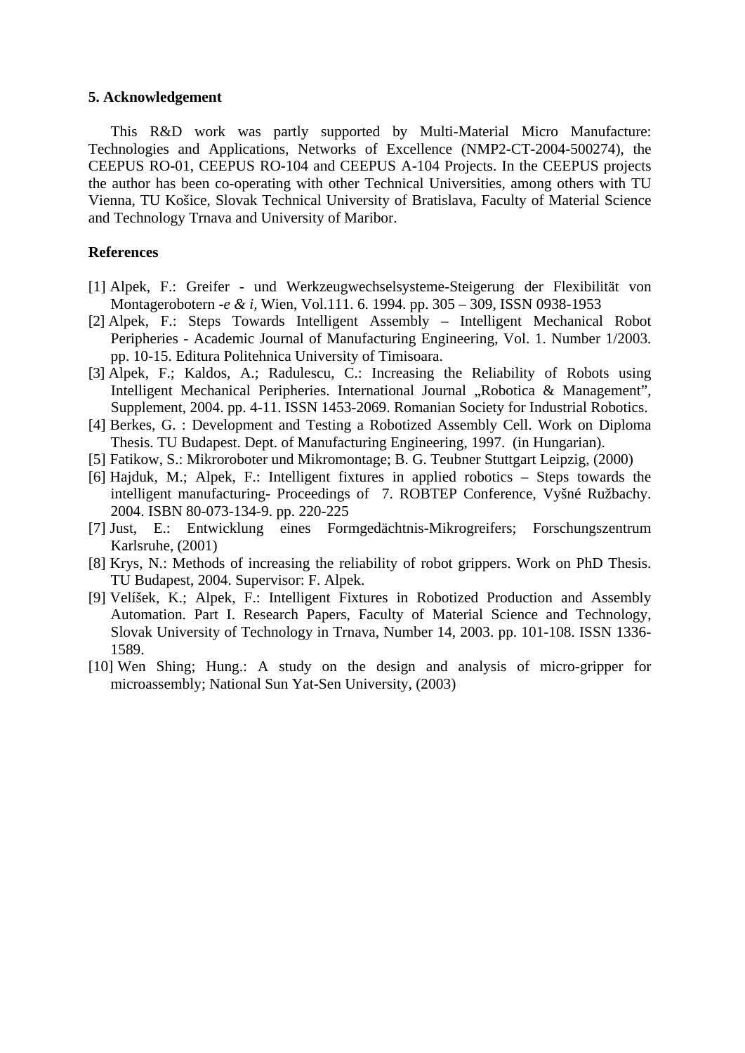## 5. Acknowledgement

This R&D work was partly supported by Multi-Material Micro Manufacture: Technologies and Applications, Networks of Excellence (NMP2-CT-2004-500274), the CEEPUS RO-01, CEEPUS RO-104 and CEEPUS A-104 Projects. In the CEEPUS projects the author has been co-operating with other Technical Universities, among others with TU Vienna, TU Košice, Slovak Technical University of Bratislava, Faculty of Material Science and Technology Trnava and University of Maribor.

## References

[1] Alpek, F.: Greifer - und Werkzeugwechselsysteme-Steigerung der Flexibilität von Montagerobotern -*e & i,* Wien, Vol.111. 6. 1994. pp. 305 – 309, ISSN 0938-1953

[2] Alpek, F.: Steps Towards Intelligent Assembly – Intelligent Mechanical Robot Peripheries - Academic Journal of Manufacturing Engineering, Vol. 1. Number 1/2003. pp. 10-15. Editura Politehnica University of Timisoara.

[3] Alpek, F.; Kaldos, A.; Radulescu, C.: Increasing the Reliability of Robots using Intelligent Mechanical Peripheries. International Journal „Robotica & Management", Supplement, 2004. pp. 4-11. ISSN 1453-2069. Romanian Society for Industrial Robotics.

[4] Berkes, G. : Development and Testing a Robotized Assembly Cell. Work on Diploma Thesis. TU Budapest. Dept. of Manufacturing Engineering, 1997. (in Hungarian).

[5] Fatikow, S.: Mikroroboter und Mikromontage; B. G. Teubner Stuttgart Leipzig, (2000)

[6] Hajduk, M.; Alpek, F.: Intelligent fixtures in applied robotics – Steps towards the intelligent manufacturing- Proceedings of 7. ROBTEP Conference, Vyšné Ružbachy. 2004. ISBN 80-073-134-9. pp. 220-225

[7] Just, E.: Entwicklung eines Formgedächtnis-Mikrogreifers; Forschungszentrum Karlsruhe, (2001)

[8] Krys, N.: Methods of increasing the reliability of robot grippers. Work on PhD Thesis. TU Budapest, 2004. Supervisor: F. Alpek.

[9] Velíšek, K.; Alpek, F.: Intelligent Fixtures in Robotized Production and Assembly Automation. Part I. Research Papers, Faculty of Material Science and Technology, Slovak University of Technology in Trnava, Number 14, 2003. pp. 101-108. ISSN 1336-1589.

[10] Wen Shing; Hung.: A study on the design and analysis of micro-gripper for microassembly; National Sun Yat-Sen University, (2003)